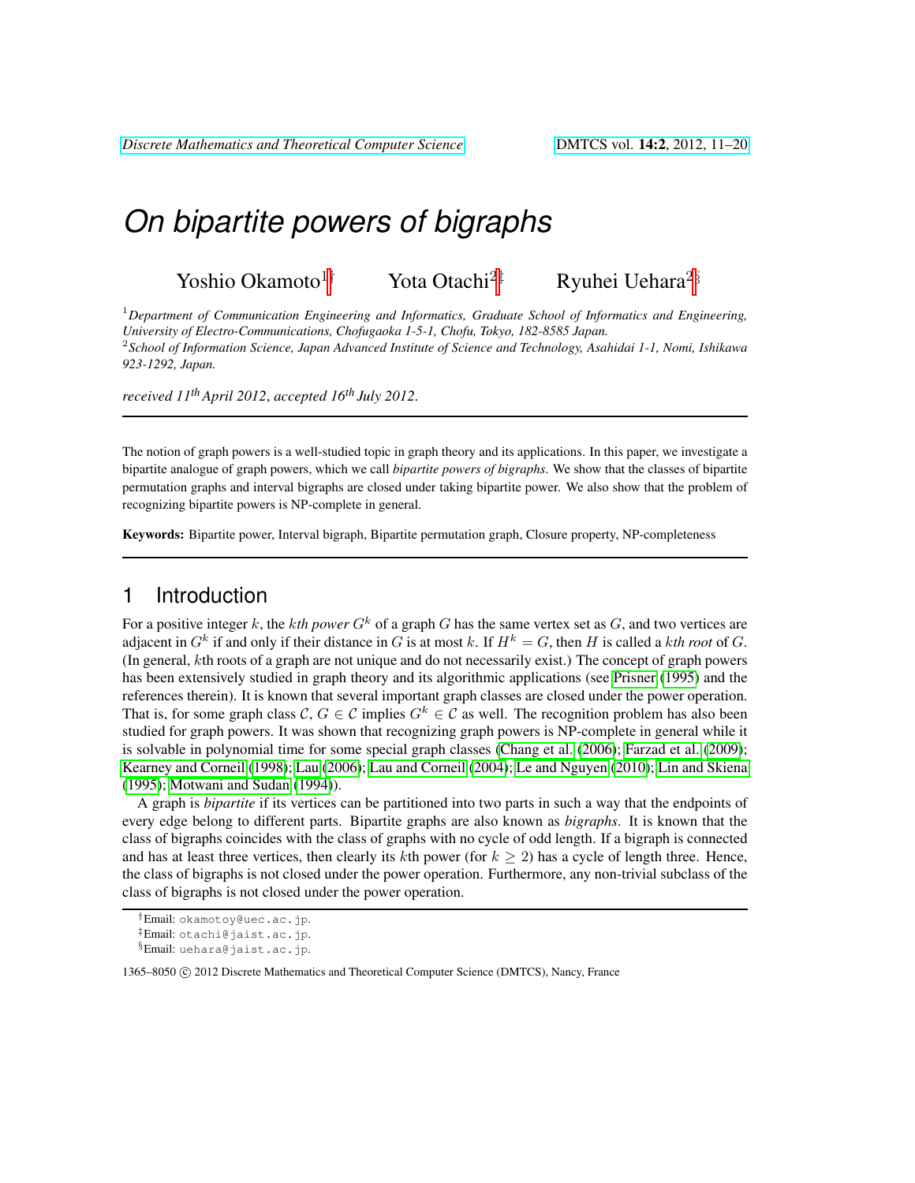# On bipartite powers of bigraphs

Yoshio Okamoto[1]† Yota Otachi[2]‡ Ryuhei Uehara[2]§

[1] *Department of Communication Engineering and Informatics, Graduate School of Informatics and Engineering, University of Electro-Communications, Chofugaoka 1-5-1, Chofu, Tokyo, 182-8585 Japan.*

[2] *School of Information Science, Japan Advanced Institute of Science and Technology, Asahidai 1-1, Nomi, Ishikawa 923-1292, Japan.*

*received 11th April 2012*, *accepted 16th July 2012*.

---

The notion of graph powers is a well-studied topic in graph theory and its applications. In this paper, we investigate a bipartite analogue of graph powers, which we call *bipartite powers of bigraphs*. We show that the classes of bipartite permutation graphs and interval bigraphs are closed under taking bipartite power. We also show that the problem of recognizing bipartite powers is NP-complete in general.

**Keywords:** Bipartite power, Interval bigraph, Bipartite permutation graph, Closure property, NP-completeness

---

## 1 Introduction

For a positive integer $k$, the $k$*th power* $G^k$ of a graph $G$ has the same vertex set as $G$, and two vertices are adjacent in $G^k$ if and only if their distance in $G$ is at most $k$. If $H^k = G$, then $H$ is called a $k$*th root* of $G$. (In general, $k$th roots of a graph are not unique and do not necessarily exist.) The concept of graph powers has been extensively studied in graph theory and its algorithmic applications (see Prisner (1995) and the references therein). It is known that several important graph classes are closed under the power operation. That is, for some graph class $\mathcal{C}$, $G \in \mathcal{C}$ implies $G^k \in \mathcal{C}$ as well. The recognition problem has also been studied for graph powers. It was shown that recognizing graph powers is NP-complete in general while it is solvable in polynomial time for some special graph classes (Chang et al. (2006); Farzad et al. (2009); Kearney and Corneil (1998); Lau (2006); Lau and Corneil (2004); Le and Nguyen (2010); Lin and Skiena (1995); Motwani and Sudan (1994)).

A graph is *bipartite* if its vertices can be partitioned into two parts in such a way that the endpoints of every edge belong to different parts. Bipartite graphs are also known as *bigraphs*. It is known that the class of bigraphs coincides with the class of graphs with no cycle of odd length. If a bigraph is connected and has at least three vertices, then clearly its $k$th power (for $k \geq 2$) has a cycle of length three. Hence, the class of bigraphs is not closed under the power operation. Furthermore, any non-trivial subclass of the class of bigraphs is not closed under the power operation.

---

†Email: okamotoy@uec.ac.jp.

‡Email: otachi@jaist.ac.jp.

§Email: uehara@jaist.ac.jp.

1365–8050 © 2012 Discrete Mathematics and Theoretical Computer Science (DMTCS), Nancy, France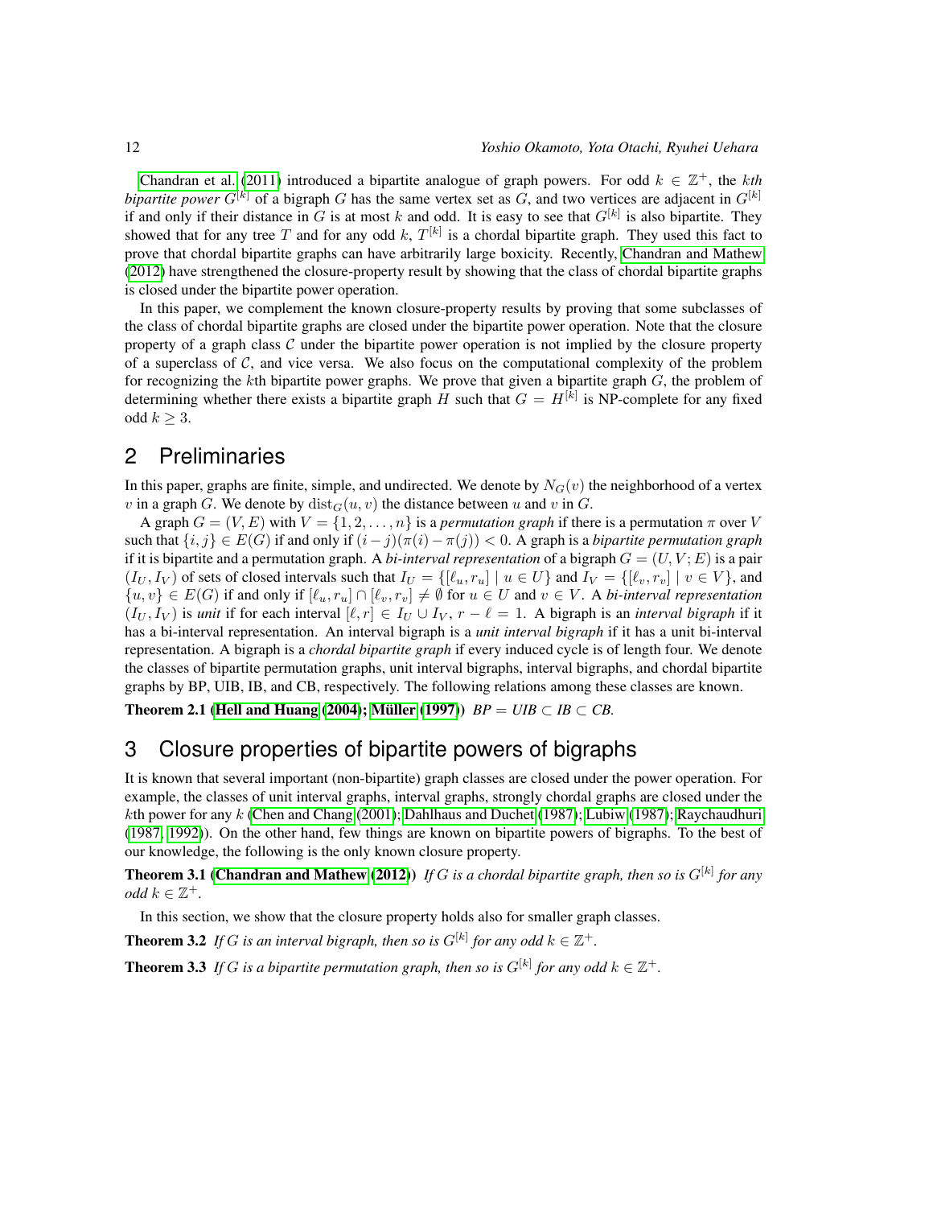Chandran et al. (2011) introduced a bipartite analogue of graph powers. For odd $k \in \mathbb{Z}^+$, the *kth bipartite power* $G^{[k]}$ of a bigraph $G$ has the same vertex set as $G$, and two vertices are adjacent in $G^{[k]}$ if and only if their distance in $G$ is at most $k$ and odd. It is easy to see that $G^{[k]}$ is also bipartite. They showed that for any tree $T$ and for any odd $k$, $T^{[k]}$ is a chordal bipartite graph. They used this fact to prove that chordal bipartite graphs can have arbitrarily large boxicity. Recently, Chandran and Mathew (2012) have strengthened the closure-property result by showing that the class of chordal bipartite graphs is closed under the bipartite power operation.

In this paper, we complement the known closure-property results by proving that some subclasses of the class of chordal bipartite graphs are closed under the bipartite power operation. Note that the closure property of a graph class $\mathcal{C}$ under the bipartite power operation is not implied by the closure property of a superclass of $\mathcal{C}$, and vice versa. We also focus on the computational complexity of the problem for recognizing the $k$th bipartite power graphs. We prove that given a bipartite graph $G$, the problem of determining whether there exists a bipartite graph $H$ such that $G = H^{[k]}$ is NP-complete for any fixed odd $k \geq 3$.

## 2 Preliminaries

In this paper, graphs are finite, simple, and undirected. We denote by $N_G(v)$ the neighborhood of a vertex $v$ in a graph $G$. We denote by $\mathrm{dist}_G(u, v)$ the distance between $u$ and $v$ in $G$.

A graph $G = (V, E)$ with $V = \{1, 2, \ldots, n\}$ is a *permutation graph* if there is a permutation $\pi$ over $V$ such that $\{i, j\} \in E(G)$ if and only if $(i - j)(\pi(i) - \pi(j)) < 0$. A graph is a *bipartite permutation graph* if it is bipartite and a permutation graph. A *bi-interval representation* of a bigraph $G = (U, V; E)$ is a pair $(I_U, I_V)$ of sets of closed intervals such that $I_U = \{[\ell_u, r_u] \mid u \in U\}$ and $I_V = \{[\ell_v, r_v] \mid v \in V\}$, and $\{u, v\} \in E(G)$ if and only if $[\ell_u, r_u] \cap [\ell_v, r_v] \neq \emptyset$ for $u \in U$ and $v \in V$. A *bi-interval representation* $(I_U, I_V)$ is *unit* if for each interval $[\ell, r] \in I_U \cup I_V$, $r - \ell = 1$. A bigraph is an *interval bigraph* if it has a bi-interval representation. An interval bigraph is a *unit interval bigraph* if it has a unit bi-interval representation. A bigraph is a *chordal bipartite graph* if every induced cycle is of length four. We denote the classes of bipartite permutation graphs, unit interval bigraphs, interval bigraphs, and chordal bipartite graphs by BP, UIB, IB, and CB, respectively. The following relations among these classes are known.

**Theorem 2.1 (Hell and Huang (2004); Müller (1997))** *BP = UIB ⊂ IB ⊂ CB.*

## 3 Closure properties of bipartite powers of bigraphs

It is known that several important (non-bipartite) graph classes are closed under the power operation. For example, the classes of unit interval graphs, interval graphs, strongly chordal graphs are closed under the $k$th power for any $k$ (Chen and Chang (2001); Dahlhaus and Duchet (1987); Lubiw (1987); Raychaudhuri (1987, 1992)). On the other hand, few things are known on bipartite powers of bigraphs. To the best of our knowledge, the following is the only known closure property.

**Theorem 3.1 (Chandran and Mathew (2012))** *If $G$ is a chordal bipartite graph, then so is $G^{[k]}$ for any odd $k \in \mathbb{Z}^+$.*

In this section, we show that the closure property holds also for smaller graph classes.

**Theorem 3.2** *If $G$ is an interval bigraph, then so is $G^{[k]}$ for any odd $k \in \mathbb{Z}^+$.*

**Theorem 3.3** *If $G$ is a bipartite permutation graph, then so is $G^{[k]}$ for any odd $k \in \mathbb{Z}^+$.*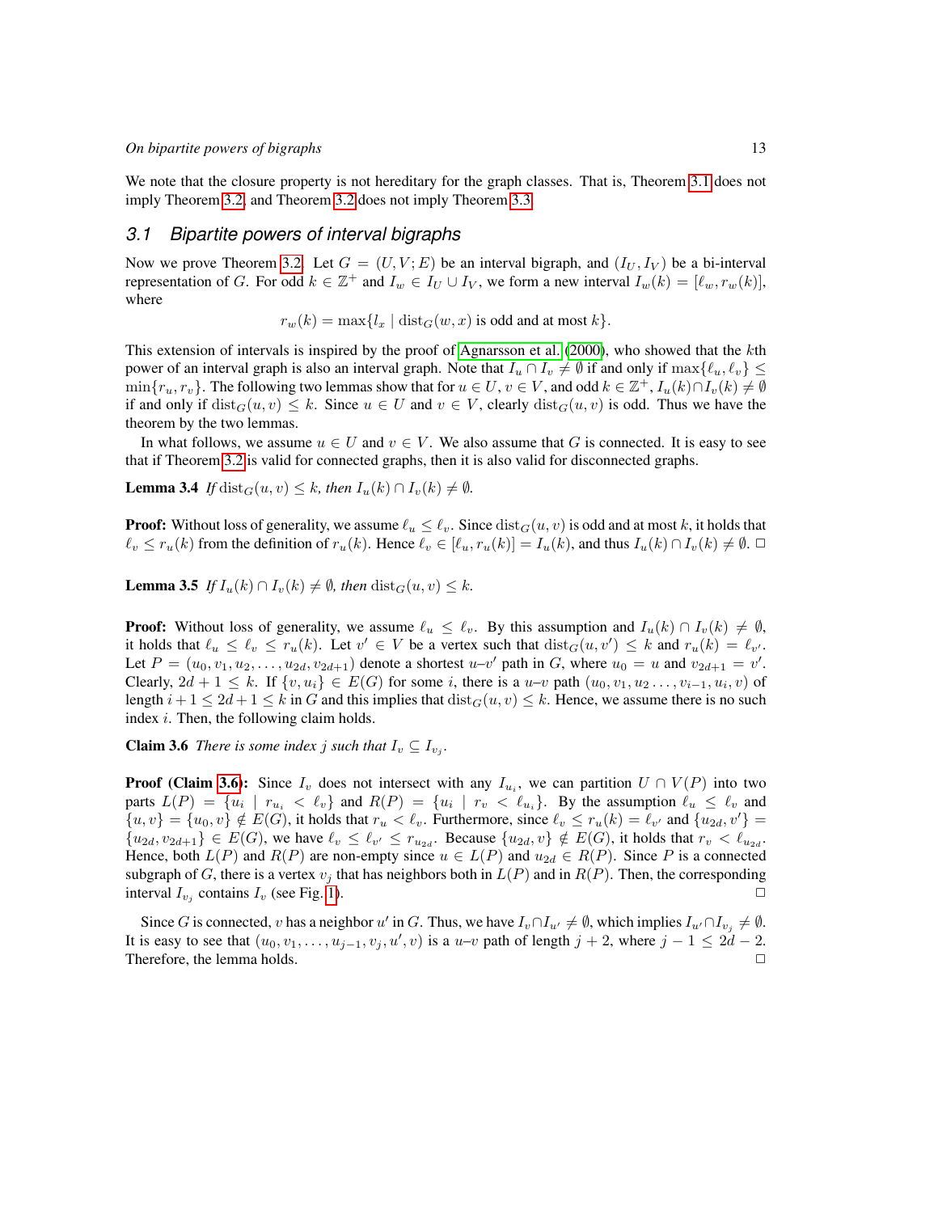We note that the closure property is not hereditary for the graph classes. That is, Theorem 3.1 does not imply Theorem 3.2, and Theorem 3.2 does not imply Theorem 3.3.

## 3.1 Bipartite powers of interval bigraphs

Now we prove Theorem 3.2. Let $G = (U, V; E)$ be an interval bigraph, and $(I_U, I_V)$ be a bi-interval representation of $G$. For odd $k \in \mathbb{Z}^+$ and $I_w \in I_U \cup I_V$, we form a new interval $I_w(k) = [\ell_w, r_w(k)]$, where

$$r_w(k) = \max\{l_x \mid \mathrm{dist}_G(w, x) \text{ is odd and at most } k\}.$$

This extension of intervals is inspired by the proof of Agnarsson et al. (2000), who showed that the $k$th power of an interval graph is also an interval graph. Note that $I_u \cap I_v \neq \emptyset$ if and only if $\max\{\ell_u, \ell_v\} \leq \min\{r_u, r_v\}$. The following two lemmas show that for $u \in U$, $v \in V$, and odd $k \in \mathbb{Z}^+$, $I_u(k) \cap I_v(k) \neq \emptyset$ if and only if $\mathrm{dist}_G(u, v) \leq k$. Since $u \in U$ and $v \in V$, clearly $\mathrm{dist}_G(u, v)$ is odd. Thus we have the theorem by the two lemmas.

In what follows, we assume $u \in U$ and $v \in V$. We also assume that $G$ is connected. It is easy to see that if Theorem 3.2 is valid for connected graphs, then it is also valid for disconnected graphs.

**Lemma 3.4** *If $\mathrm{dist}_G(u, v) \leq k$, then $I_u(k) \cap I_v(k) \neq \emptyset$.*

**Proof:** Without loss of generality, we assume $\ell_u \leq \ell_v$. Since $\mathrm{dist}_G(u, v)$ is odd and at most $k$, it holds that $\ell_v \leq r_u(k)$ from the definition of $r_u(k)$. Hence $\ell_v \in [\ell_u, r_u(k)] = I_u(k)$, and thus $I_u(k) \cap I_v(k) \neq \emptyset$. □

**Lemma 3.5** *If $I_u(k) \cap I_v(k) \neq \emptyset$, then $\mathrm{dist}_G(u, v) \leq k$.*

**Proof:** Without loss of generality, we assume $\ell_u \leq \ell_v$. By this assumption and $I_u(k) \cap I_v(k) \neq \emptyset$, it holds that $\ell_u \leq \ell_v \leq r_u(k)$. Let $v' \in V$ be a vertex such that $\mathrm{dist}_G(u, v') \leq k$ and $r_u(k) = \ell_{v'}$. Let $P = (u_0, v_1, u_2, \ldots, u_{2d}, v_{2d+1})$ denote a shortest $u$–$v'$ path in $G$, where $u_0 = u$ and $v_{2d+1} = v'$. Clearly, $2d + 1 \leq k$. If $\{v, u_i\} \in E(G)$ for some $i$, there is a $u$–$v$ path $(u_0, v_1, u_2 \ldots, v_{i-1}, u_i, v)$ of length $i + 1 \leq 2d + 1 \leq k$ in $G$ and this implies that $\mathrm{dist}_G(u, v) \leq k$. Hence, we assume there is no such index $i$. Then, the following claim holds.

**Claim 3.6** *There is some index $j$ such that $I_v \subseteq I_{v_j}$.*

**Proof (Claim 3.6):** Since $I_v$ does not intersect with any $I_{u_i}$, we can partition $U \cap V(P)$ into two parts $L(P) = \{u_i \mid r_{u_i} < \ell_v\}$ and $R(P) = \{u_i \mid r_v < \ell_{u_i}\}$. By the assumption $\ell_u \leq \ell_v$ and $\{u, v\} = \{u_0, v\} \notin E(G)$, it holds that $r_u < \ell_v$. Furthermore, since $\ell_v \leq r_u(k) = \ell_{v'}$ and $\{u_{2d}, v'\} = \{u_{2d}, v_{2d+1}\} \in E(G)$, we have $\ell_v \leq \ell_{v'} \leq r_{u_{2d}}$. Because $\{u_{2d}, v\} \notin E(G)$, it holds that $r_v < \ell_{u_{2d}}$. Hence, both $L(P)$ and $R(P)$ are non-empty since $u \in L(P)$ and $u_{2d} \in R(P)$. Since $P$ is a connected subgraph of $G$, there is a vertex $v_j$ that has neighbors both in $L(P)$ and in $R(P)$. Then, the corresponding interval $I_{v_j}$ contains $I_v$ (see Fig. 1). □

Since $G$ is connected, $v$ has a neighbor $u'$ in $G$. Thus, we have $I_v \cap I_{u'} \neq \emptyset$, which implies $I_{u'} \cap I_{v_j} \neq \emptyset$. It is easy to see that $(u_0, v_1, \ldots, u_{j-1}, v_j, u', v)$ is a $u$–$v$ path of length $j + 2$, where $j - 1 \leq 2d - 2$. Therefore, the lemma holds. □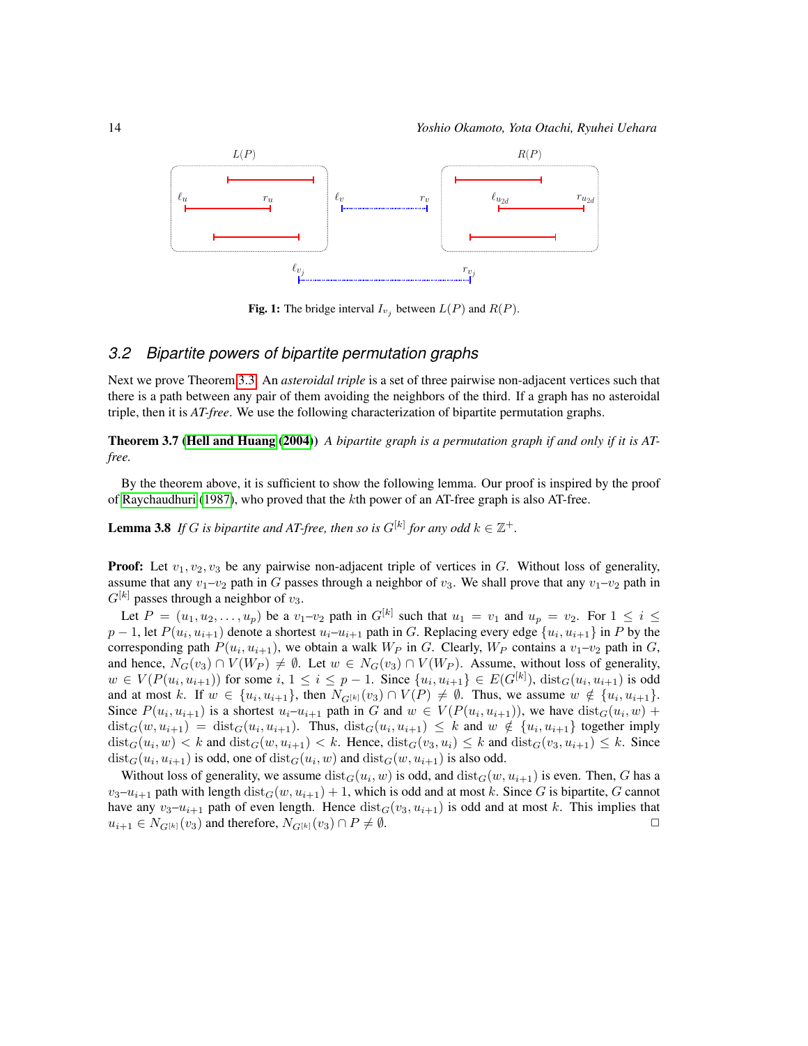Fig. 1: The bridge interval $I_{v_j}$ between $L(P)$ and $R(P)$.

## 3.2 Bipartite powers of bipartite permutation graphs

Next we prove Theorem 3.3. An *asteroidal triple* is a set of three pairwise non-adjacent vertices such that there is a path between any pair of them avoiding the neighbors of the third. If a graph has no asteroidal triple, then it is *AT-free*. We use the following characterization of bipartite permutation graphs.

**Theorem 3.7** (**Hell and Huang** (**2004**)) *A bipartite graph is a permutation graph if and only if it is AT-free.*

By the theorem above, it is sufficient to show the following lemma. Our proof is inspired by the proof of Raychaudhuri (1987), who proved that the $k$th power of an AT-free graph is also AT-free.

**Lemma 3.8** *If $G$ is bipartite and AT-free, then so is $G^{[k]}$ for any odd $k \in \mathbb{Z}^+$.*

**Proof:** Let $v_1, v_2, v_3$ be any pairwise non-adjacent triple of vertices in $G$. Without loss of generality, assume that any $v_1$–$v_2$ path in $G$ passes through a neighbor of $v_3$. We shall prove that any $v_1$–$v_2$ path in $G^{[k]}$ passes through a neighbor of $v_3$.

Let $P = (u_1, u_2, \ldots, u_p)$ be a $v_1$–$v_2$ path in $G^{[k]}$ such that $u_1 = v_1$ and $u_p = v_2$. For $1 \le i \le p-1$, let $P(u_i, u_{i+1})$ denote a shortest $u_i$–$u_{i+1}$ path in $G$. Replacing every edge $\{u_i, u_{i+1}\}$ in $P$ by the corresponding path $P(u_i, u_{i+1})$, we obtain a walk $W_P$ in $G$. Clearly, $W_P$ contains a $v_1$–$v_2$ path in $G$, and hence, $N_G(v_3) \cap V(W_P) \neq \emptyset$. Let $w \in N_G(v_3) \cap V(W_P)$. Assume, without loss of generality, $w \in V(P(u_i, u_{i+1}))$ for some $i$, $1 \le i \le p-1$. Since $\{u_i, u_{i+1}\} \in E(G^{[k]})$, $\mathrm{dist}_G(u_i, u_{i+1})$ is odd and at most $k$. If $w \in \{u_i, u_{i+1}\}$, then $N_{G^{[k]}}(v_3) \cap V(P) \neq \emptyset$. Thus, we assume $w \notin \{u_i, u_{i+1}\}$. Since $P(u_i, u_{i+1})$ is a shortest $u_i$–$u_{i+1}$ path in $G$ and $w \in V(P(u_i, u_{i+1}))$, we have $\mathrm{dist}_G(u_i, w) + \mathrm{dist}_G(w, u_{i+1}) = \mathrm{dist}_G(u_i, u_{i+1})$. Thus, $\mathrm{dist}_G(u_i, u_{i+1}) \le k$ and $w \notin \{u_i, u_{i+1}\}$ together imply $\mathrm{dist}_G(u_i, w) < k$ and $\mathrm{dist}_G(w, u_{i+1}) < k$. Hence, $\mathrm{dist}_G(v_3, u_i) \le k$ and $\mathrm{dist}_G(v_3, u_{i+1}) \le k$. Since $\mathrm{dist}_G(u_i, u_{i+1})$ is odd, one of $\mathrm{dist}_G(u_i, w)$ and $\mathrm{dist}_G(w, u_{i+1})$ is also odd.

Without loss of generality, we assume $\mathrm{dist}_G(u_i, w)$ is odd, and $\mathrm{dist}_G(w, u_{i+1})$ is even. Then, $G$ has a $v_3$–$u_{i+1}$ path with length $\mathrm{dist}_G(w, u_{i+1}) + 1$, which is odd and at most $k$. Since $G$ is bipartite, $G$ cannot have any $v_3$–$u_{i+1}$ path of even length. Hence $\mathrm{dist}_G(v_3, u_{i+1})$ is odd and at most $k$. This implies that $u_{i+1} \in N_{G^{[k]}}(v_3)$ and therefore, $N_{G^{[k]}}(v_3) \cap P \neq \emptyset$. □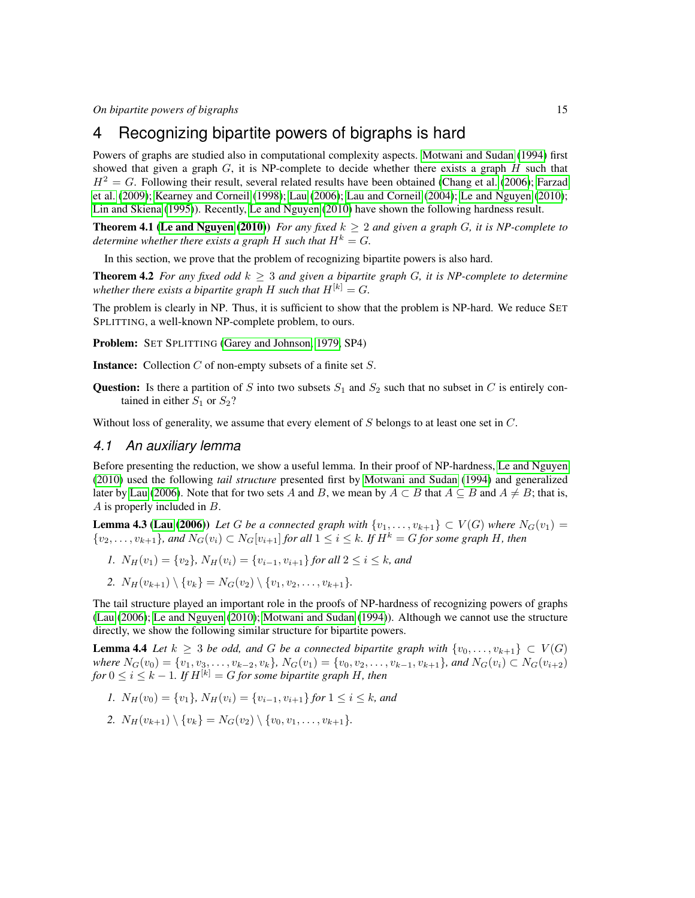# 4 Recognizing bipartite powers of bigraphs is hard

Powers of graphs are studied also in computational complexity aspects. Motwani and Sudan (1994) first showed that given a graph $G$, it is NP-complete to decide whether there exists a graph $H$ such that $H^2 = G$. Following their result, several related results have been obtained (Chang et al. (2006); Farzad et al. (2009); Kearney and Corneil (1998); Lau (2006); Lau and Corneil (2004); Le and Nguyen (2010); Lin and Skiena (1995)). Recently, Le and Nguyen (2010) have shown the following hardness result.

**Theorem 4.1 (Le and Nguyen (2010))** *For any fixed $k \geq 2$ and given a graph $G$, it is NP-complete to determine whether there exists a graph $H$ such that $H^k = G$.*

In this section, we prove that the problem of recognizing bipartite powers is also hard.

**Theorem 4.2** *For any fixed odd $k \geq 3$ and given a bipartite graph $G$, it is NP-complete to determine whether there exists a bipartite graph $H$ such that $H^{[k]} = G$.*

The problem is clearly in NP. Thus, it is sufficient to show that the problem is NP-hard. We reduce SET SPLITTING, a well-known NP-complete problem, to ours.

**Problem:** SET SPLITTING (Garey and Johnson, 1979, SP4)

**Instance:** Collection $C$ of non-empty subsets of a finite set $S$.

**Question:** Is there a partition of $S$ into two subsets $S_1$ and $S_2$ such that no subset in $C$ is entirely contained in either $S_1$ or $S_2$?

Without loss of generality, we assume that every element of $S$ belongs to at least one set in $C$.

## 4.1 An auxiliary lemma

Before presenting the reduction, we show a useful lemma. In their proof of NP-hardness, Le and Nguyen (2010) used the following *tail structure* presented first by Motwani and Sudan (1994) and generalized later by Lau (2006). Note that for two sets $A$ and $B$, we mean by $A \subset B$ that $A \subseteq B$ and $A \neq B$; that is, $A$ is properly included in $B$.

**Lemma 4.3 (Lau (2006))** *Let $G$ be a connected graph with $\{v_1, \dots, v_{k+1}\} \subset V(G)$ where $N_G(v_1) = \{v_2, \dots, v_{k+1}\}$, and $N_G(v_i) \subset N_G[v_{i+1}]$ for all $1 \leq i \leq k$. If $H^k = G$ for some graph $H$, then*

1. *$N_H(v_1) = \{v_2\}$, $N_H(v_i) = \{v_{i-1}, v_{i+1}\}$ for all $2 \leq i \leq k$, and*
2. *$N_H(v_{k+1}) \setminus \{v_k\} = N_G(v_2) \setminus \{v_1, v_2, \dots, v_{k+1}\}$.*

The tail structure played an important role in the proofs of NP-hardness of recognizing powers of graphs (Lau (2006); Le and Nguyen (2010); Motwani and Sudan (1994)). Although we cannot use the structure directly, we show the following similar structure for bipartite powers.

**Lemma 4.4** *Let $k \geq 3$ be odd, and $G$ be a connected bipartite graph with $\{v_0, \dots, v_{k+1}\} \subset V(G)$ where $N_G(v_0) = \{v_1, v_3, \dots, v_{k-2}, v_k\}$, $N_G(v_1) = \{v_0, v_2, \dots, v_{k-1}, v_{k+1}\}$, and $N_G(v_i) \subset N_G(v_{i+2})$ for $0 \leq i \leq k-1$. If $H^{[k]} = G$ for some bipartite graph $H$, then*

1. *$N_H(v_0) = \{v_1\}$, $N_H(v_i) = \{v_{i-1}, v_{i+1}\}$ for $1 \leq i \leq k$, and*
2. *$N_H(v_{k+1}) \setminus \{v_k\} = N_G(v_2) \setminus \{v_0, v_1, \dots, v_{k+1}\}$.*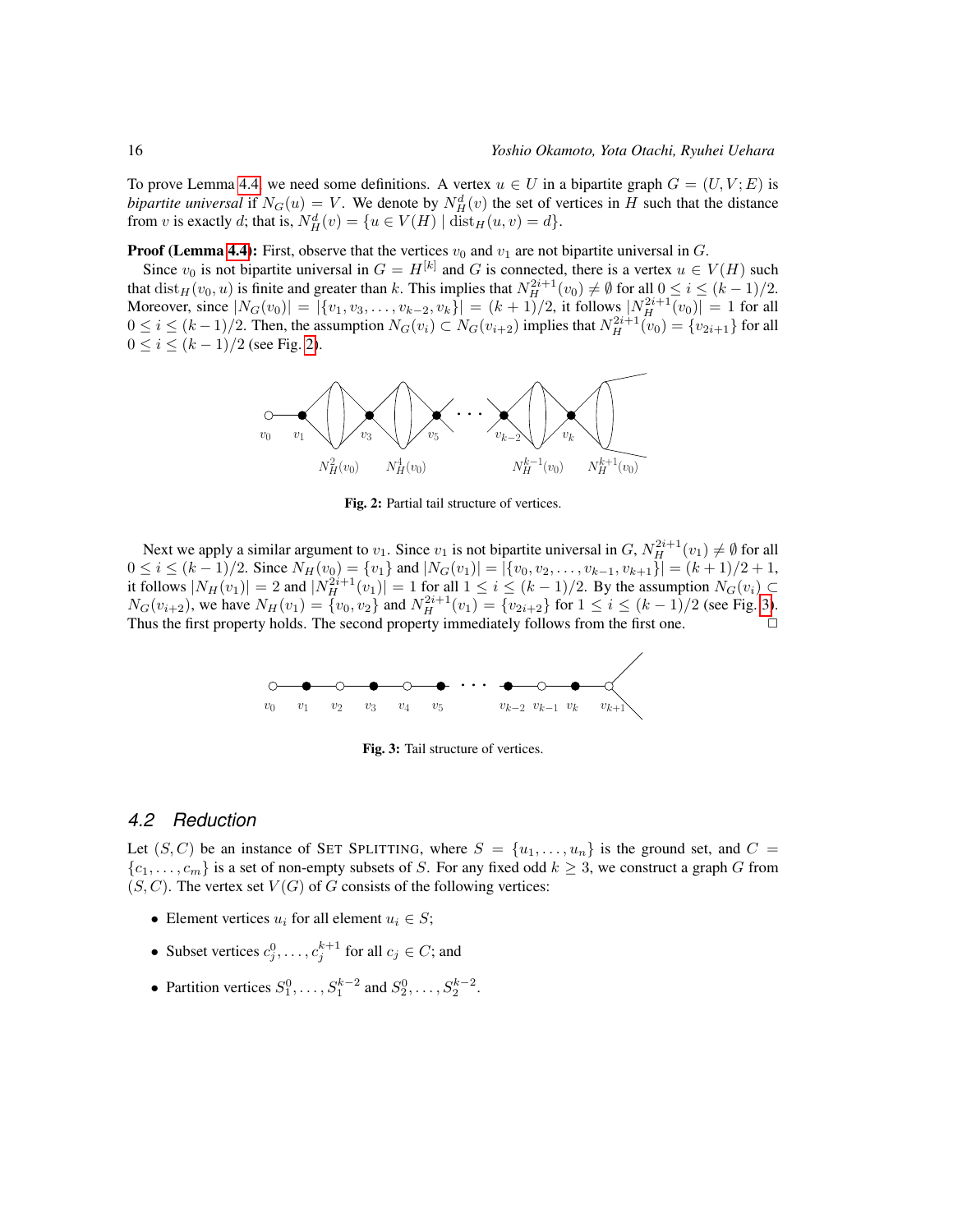To prove Lemma 4.4, we need some definitions. A vertex $u \in U$ in a bipartite graph $G = (U, V; E)$ is *bipartite universal* if $N_G(u) = V$. We denote by $N_H^d(v)$ the set of vertices in $H$ such that the distance from $v$ is exactly $d$; that is, $N_H^d(v) = \{u \in V(H) \mid \text{dist}_H(u, v) = d\}$.

**Proof (Lemma 4.4):** First, observe that the vertices $v_0$ and $v_1$ are not bipartite universal in $G$.

Since $v_0$ is not bipartite universal in $G = H^{[k]}$ and $G$ is connected, there is a vertex $u \in V(H)$ such that $\text{dist}_H(v_0, u)$ is finite and greater than $k$. This implies that $N_H^{2i+1}(v_0) \neq \emptyset$ for all $0 \leq i \leq (k-1)/2$. Moreover, since $|N_G(v_0)| = |\{v_1, v_3, \ldots, v_{k-2}, v_k\}| = (k+1)/2$, it follows $|N_H^{2i+1}(v_0)| = 1$ for all $0 \leq i \leq (k-1)/2$. Then, the assumption $N_G(v_i) \subset N_G(v_{i+2})$ implies that $N_H^{2i+1}(v_0) = \{v_{2i+1}\}$ for all $0 \leq i \leq (k-1)/2$ (see Fig. 2).

Fig. 2: Partial tail structure of vertices.

Next we apply a similar argument to $v_1$. Since $v_1$ is not bipartite universal in $G$, $N_H^{2i+1}(v_1) \neq \emptyset$ for all $0 \leq i \leq (k-1)/2$. Since $N_H(v_0) = \{v_1\}$ and $|N_G(v_1)| = |\{v_0, v_2, \ldots, v_{k-1}, v_{k+1}\}| = (k+1)/2 + 1$, it follows $|N_H(v_1)| = 2$ and $|N_H^{2i+1}(v_1)| = 1$ for all $1 \leq i \leq (k-1)/2$. By the assumption $N_G(v_i) \subset N_G(v_{i+2})$, we have $N_H(v_1) = \{v_0, v_2\}$ and $N_H^{2i+1}(v_1) = \{v_{2i+2}\}$ for $1 \leq i \leq (k-1)/2$ (see Fig. 3). Thus the first property holds. The second property immediately follows from the first one. $\square$

Fig. 3: Tail structure of vertices.

## 4.2 Reduction

Let $(S, C)$ be an instance of Set Splitting, where $S = \{u_1, \ldots, u_n\}$ is the ground set, and $C = \{c_1, \ldots, c_m\}$ is a set of non-empty subsets of $S$. For any fixed odd $k \geq 3$, we construct a graph $G$ from $(S, C)$. The vertex set $V(G)$ of $G$ consists of the following vertices:

- Element vertices $u_i$ for all element $u_i \in S$;
- Subset vertices $c_j^0, \ldots, c_j^{k+1}$ for all $c_j \in C$; and
- Partition vertices $S_1^0, \ldots, S_1^{k-2}$ and $S_2^0, \ldots, S_2^{k-2}$.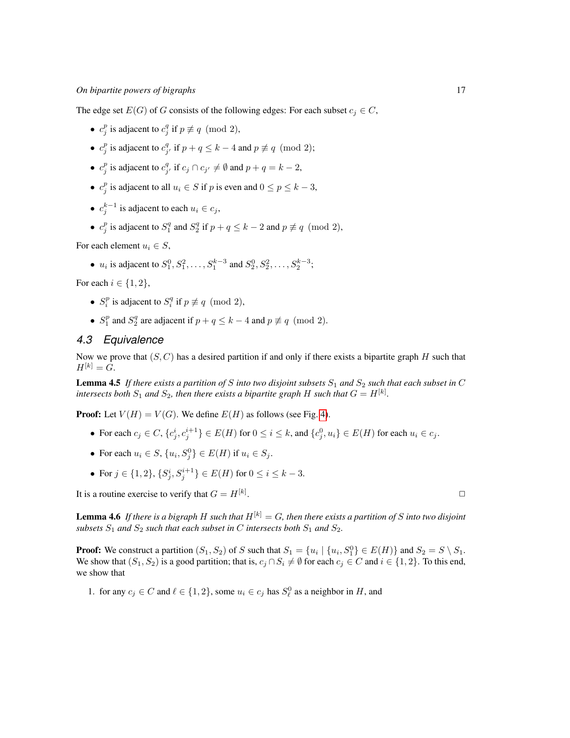The edge set $E(G)$ of $G$ consists of the following edges: For each subset $c_j \in C$,

- $c_j^p$ is adjacent to $c_j^q$ if $p \not\equiv q \pmod 2$,
- $c_j^p$ is adjacent to $c_{j'}^q$ if $p + q \leq k - 4$ and $p \not\equiv q \pmod 2$;
- $c_j^p$ is adjacent to $c_{j'}^q$ if $c_j \cap c_{j'} \neq \emptyset$ and $p + q = k - 2$,
- $c_j^p$ is adjacent to all $u_i \in S$ if $p$ is even and $0 \leq p \leq k - 3$,
- $c_j^{k-1}$ is adjacent to each $u_i \in c_j$,
- $c_j^p$ is adjacent to $S_1^q$ and $S_2^q$ if $p + q \leq k - 2$ and $p \not\equiv q \pmod 2$,

For each element $u_i \in S$,

- $u_i$ is adjacent to $S_1^0, S_1^2, \ldots, S_1^{k-3}$ and $S_2^0, S_2^2, \ldots, S_2^{k-3}$;

For each $i \in \{1, 2\}$,

- $S_i^p$ is adjacent to $S_i^q$ if $p \not\equiv q \pmod 2$,
- $S_1^p$ and $S_2^q$ are adjacent if $p + q \leq k - 4$ and $p \not\equiv q \pmod 2$.

### 4.3 Equivalence

Now we prove that $(S, C)$ has a desired partition if and only if there exists a bipartite graph $H$ such that $H^{[k]} = G$.

**Lemma 4.5** *If there exists a partition of $S$ into two disjoint subsets $S_1$ and $S_2$ such that each subset in $C$ intersects both $S_1$ and $S_2$, then there exists a bipartite graph $H$ such that $G = H^{[k]}$.*

**Proof:** Let $V(H) = V(G)$. We define $E(H)$ as follows (see Fig. 4).

- For each $c_j \in C$, $\{c_j^i, c_j^{i+1}\} \in E(H)$ for $0 \leq i \leq k$, and $\{c_j^0, u_i\} \in E(H)$ for each $u_i \in c_j$.
- For each $u_i \in S$, $\{u_i, S_j^0\} \in E(H)$ if $u_i \in S_j$.
- For $j \in \{1, 2\}$, $\{S_j^i, S_j^{i+1}\} \in E(H)$ for $0 \leq i \leq k - 3$.

It is a routine exercise to verify that $G = H^{[k]}$. □

**Lemma 4.6** *If there is a bigraph $H$ such that $H^{[k]} = G$, then there exists a partition of $S$ into two disjoint subsets $S_1$ and $S_2$ such that each subset in $C$ intersects both $S_1$ and $S_2$.*

**Proof:** We construct a partition $(S_1, S_2)$ of $S$ such that $S_1 = \{u_i \mid \{u_i, S_1^0\} \in E(H)\}$ and $S_2 = S \setminus S_1$. We show that $(S_1, S_2)$ is a good partition; that is, $c_j \cap S_i \neq \emptyset$ for each $c_j \in C$ and $i \in \{1, 2\}$. To this end, we show that

1. for any $c_j \in C$ and $\ell \in \{1, 2\}$, some $u_i \in c_j$ has $S_\ell^0$ as a neighbor in $H$, and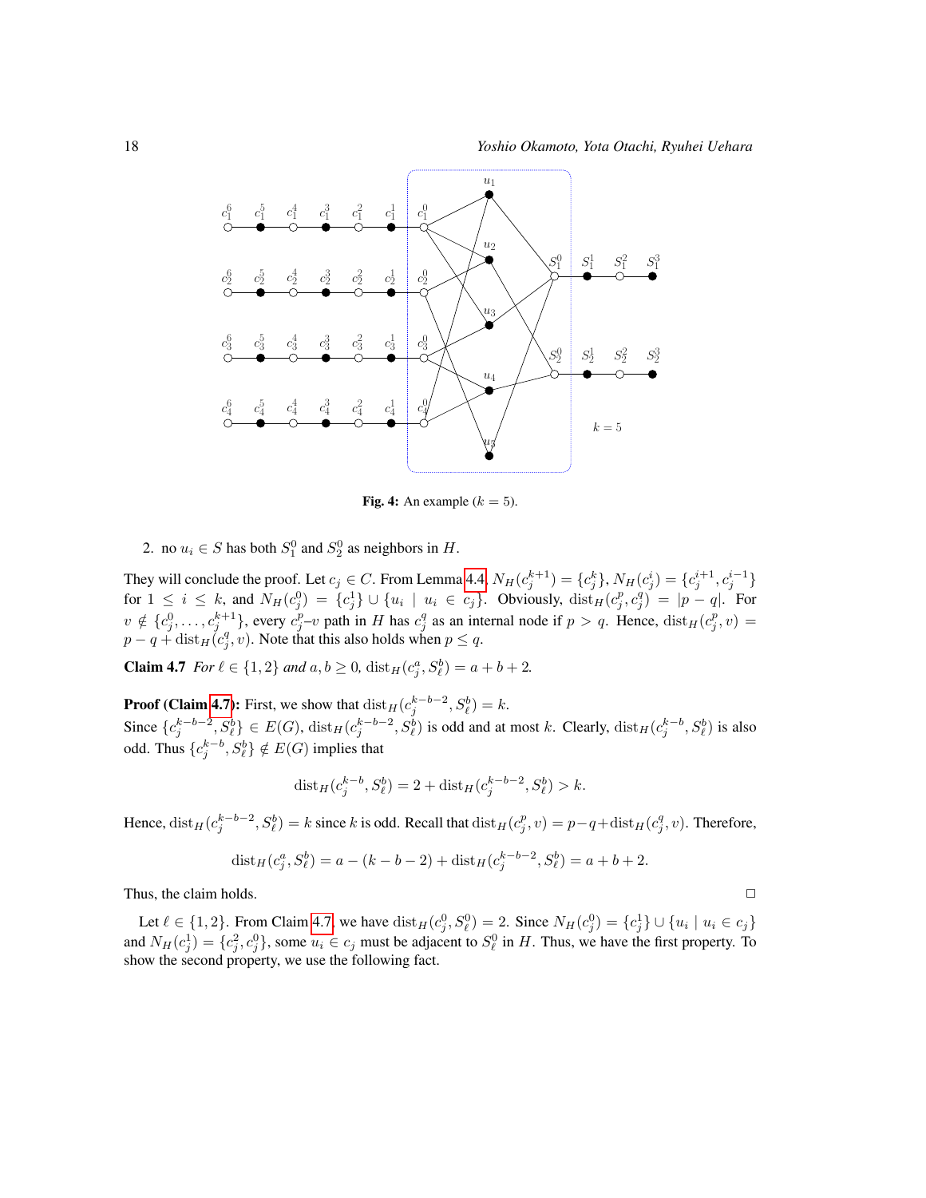**Fig. 4:** An example ($k = 5$).

2. no $u_i \in S$ has both $S_1^0$ and $S_2^0$ as neighbors in $H$.

They will conclude the proof. Let $c_j \in C$. From Lemma 4.4, $N_H(c_j^{k+1}) = \{c_j^k\}$, $N_H(c_j^i) = \{c_j^{i+1}, c_j^{i-1}\}$ for $1 \leq i \leq k$, and $N_H(c_j^0) = \{c_j^1\} \cup \{u_i \mid u_i \in c_j\}$. Obviously, $\mathrm{dist}_H(c_j^p, c_j^q) = |p - q|$. For $v \notin \{c_j^0, \ldots, c_j^{k+1}\}$, every $c_j^p$–$v$ path in $H$ has $c_j^q$ as an internal node if $p > q$. Hence, $\mathrm{dist}_H(c_j^p, v) = p - q + \mathrm{dist}_H(c_j^q, v)$. Note that this also holds when $p \leq q$.

**Claim 4.7** *For $\ell \in \{1, 2\}$ and $a, b \geq 0$, $\mathrm{dist}_H(c_j^a, S_\ell^b) = a + b + 2$.*

**Proof (Claim 4.7):** First, we show that $\mathrm{dist}_H(c_j^{k-b-2}, S_\ell^b) = k$.
Since $\{c_j^{k-b-2}, S_\ell^b\} \in E(G)$, $\mathrm{dist}_H(c_j^{k-b-2}, S_\ell^b)$ is odd and at most $k$. Clearly, $\mathrm{dist}_H(c_j^{k-b}, S_\ell^b)$ is also odd. Thus $\{c_j^{k-b}, S_\ell^b\} \notin E(G)$ implies that

$$\mathrm{dist}_H(c_j^{k-b}, S_\ell^b) = 2 + \mathrm{dist}_H(c_j^{k-b-2}, S_\ell^b) > k.$$

Hence, $\mathrm{dist}_H(c_j^{k-b-2}, S_\ell^b) = k$ since $k$ is odd. Recall that $\mathrm{dist}_H(c_j^p, v) = p - q + \mathrm{dist}_H(c_j^q, v)$. Therefore,

$$\mathrm{dist}_H(c_j^a, S_\ell^b) = a - (k - b - 2) + \mathrm{dist}_H(c_j^{k-b-2}, S_\ell^b) = a + b + 2.$$

Thus, the claim holds. □

Let $\ell \in \{1, 2\}$. From Claim 4.7, we have $\mathrm{dist}_H(c_j^0, S_\ell^0) = 2$. Since $N_H(c_j^0) = \{c_j^1\} \cup \{u_i \mid u_i \in c_j\}$ and $N_H(c_j^1) = \{c_j^2, c_j^0\}$, some $u_i \in c_j$ must be adjacent to $S_\ell^0$ in $H$. Thus, we have the first property. To show the second property, we use the following fact.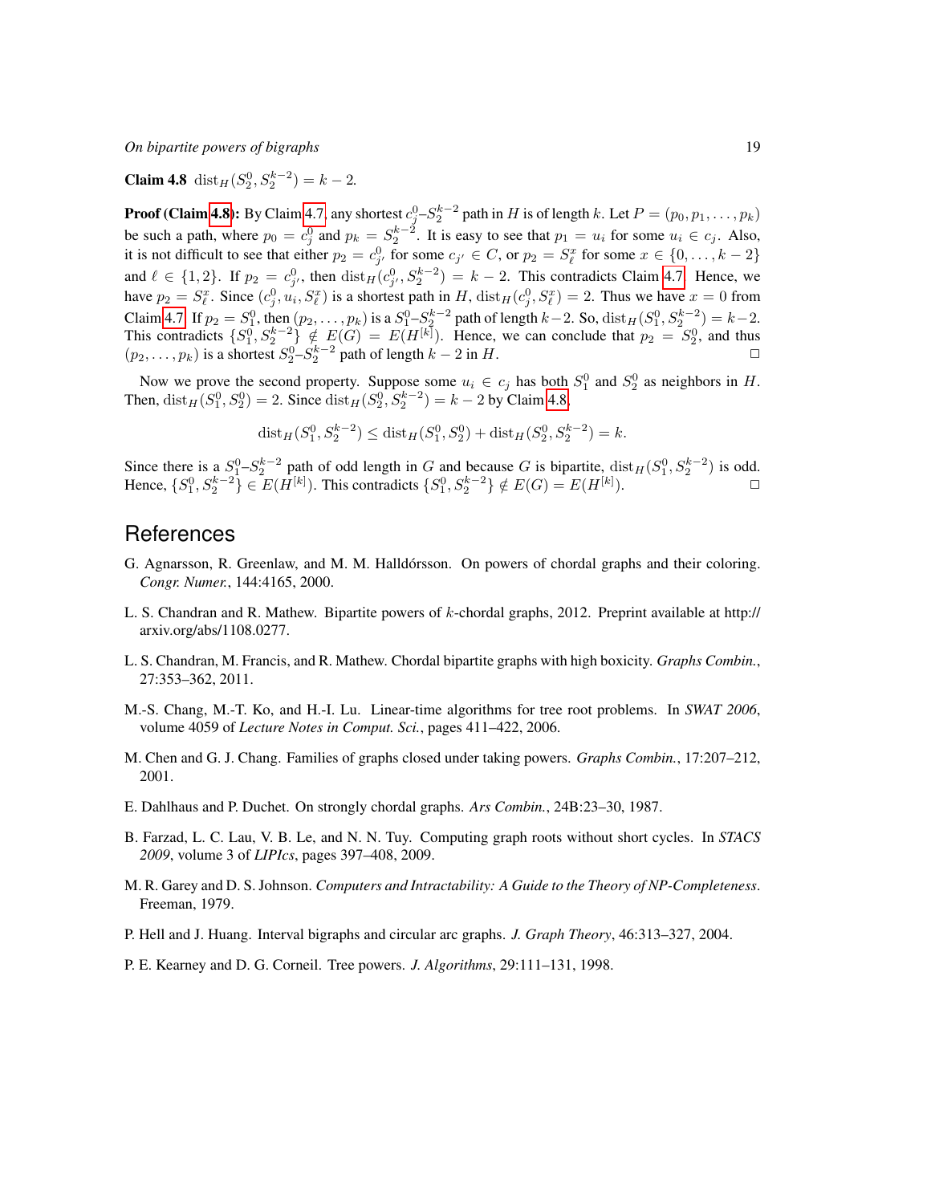**Claim 4.8** $\text{dist}_H(S_2^0, S_2^{k-2}) = k - 2$.

**Proof (Claim 4.8):** By Claim 4.7, any shortest $c_j^0$–$S_2^{k-2}$ path in $H$ is of length $k$. Let $P = (p_0, p_1, \ldots, p_k)$ be such a path, where $p_0 = c_j^0$ and $p_k = S_2^{k-2}$. It is easy to see that $p_1 = u_i$ for some $u_i \in c_j$. Also, it is not difficult to see that either $p_2 = c_{j'}^0$ for some $c_{j'} \in C$, or $p_2 = S_\ell^x$ for some $x \in \{0, \ldots, k-2\}$ and $\ell \in \{1, 2\}$. If $p_2 = c_{j'}^0$, then $\text{dist}_H(c_{j'}^0, S_2^{k-2}) = k - 2$. This contradicts Claim 4.7. Hence, we have $p_2 = S_\ell^x$. Since $(c_j^0, u_i, S_\ell^x)$ is a shortest path in $H$, $\text{dist}_H(c_j^0, S_\ell^x) = 2$. Thus we have $x = 0$ from Claim 4.7. If $p_2 = S_1^0$, then $(p_2, \ldots, p_k)$ is a $S_1^0$–$S_2^{k-2}$ path of length $k-2$. So, $\text{dist}_H(S_1^0, S_2^{k-2}) = k-2$. This contradicts $\{S_1^0, S_2^{k-2}\} \notin E(G) = E(H^{[k]})$. Hence, we can conclude that $p_2 = S_2^0$, and thus $(p_2, \ldots, p_k)$ is a shortest $S_2^0$–$S_2^{k-2}$ path of length $k - 2$ in $H$. □

Now we prove the second property. Suppose some $u_i \in c_j$ has both $S_1^0$ and $S_2^0$ as neighbors in $H$. Then, $\text{dist}_H(S_1^0, S_2^0) = 2$. Since $\text{dist}_H(S_2^0, S_2^{k-2}) = k - 2$ by Claim 4.8,

$$\text{dist}_H(S_1^0, S_2^{k-2}) \le \text{dist}_H(S_1^0, S_2^0) + \text{dist}_H(S_2^0, S_2^{k-2}) = k.$$

Since there is a $S_1^0$–$S_2^{k-2}$ path of odd length in $G$ and because $G$ is bipartite, $\text{dist}_H(S_1^0, S_2^{k-2})$ is odd. Hence, $\{S_1^0, S_2^{k-2}\} \in E(H^{[k]})$. This contradicts $\{S_1^0, S_2^{k-2}\} \notin E(G) = E(H^{[k]})$. □

## References

G. Agnarsson, R. Greenlaw, and M. M. Halldórsson. On powers of chordal graphs and their coloring. *Congr. Numer.*, 144:4165, 2000.

L. S. Chandran and R. Mathew. Bipartite powers of $k$-chordal graphs, 2012. Preprint available at http://arxiv.org/abs/1108.0277.

L. S. Chandran, M. Francis, and R. Mathew. Chordal bipartite graphs with high boxicity. *Graphs Combin.*, 27:353–362, 2011.

M.-S. Chang, M.-T. Ko, and H.-I. Lu. Linear-time algorithms for tree root problems. In *SWAT 2006*, volume 4059 of *Lecture Notes in Comput. Sci.*, pages 411–422, 2006.

M. Chen and G. J. Chang. Families of graphs closed under taking powers. *Graphs Combin.*, 17:207–212, 2001.

E. Dahlhaus and P. Duchet. On strongly chordal graphs. *Ars Combin.*, 24B:23–30, 1987.

B. Farzad, L. C. Lau, V. B. Le, and N. N. Tuy. Computing graph roots without short cycles. In *STACS 2009*, volume 3 of *LIPIcs*, pages 397–408, 2009.

M. R. Garey and D. S. Johnson. *Computers and Intractability: A Guide to the Theory of NP-Completeness*. Freeman, 1979.

P. Hell and J. Huang. Interval bigraphs and circular arc graphs. *J. Graph Theory*, 46:313–327, 2004.

P. E. Kearney and D. G. Corneil. Tree powers. *J. Algorithms*, 29:111–131, 1998.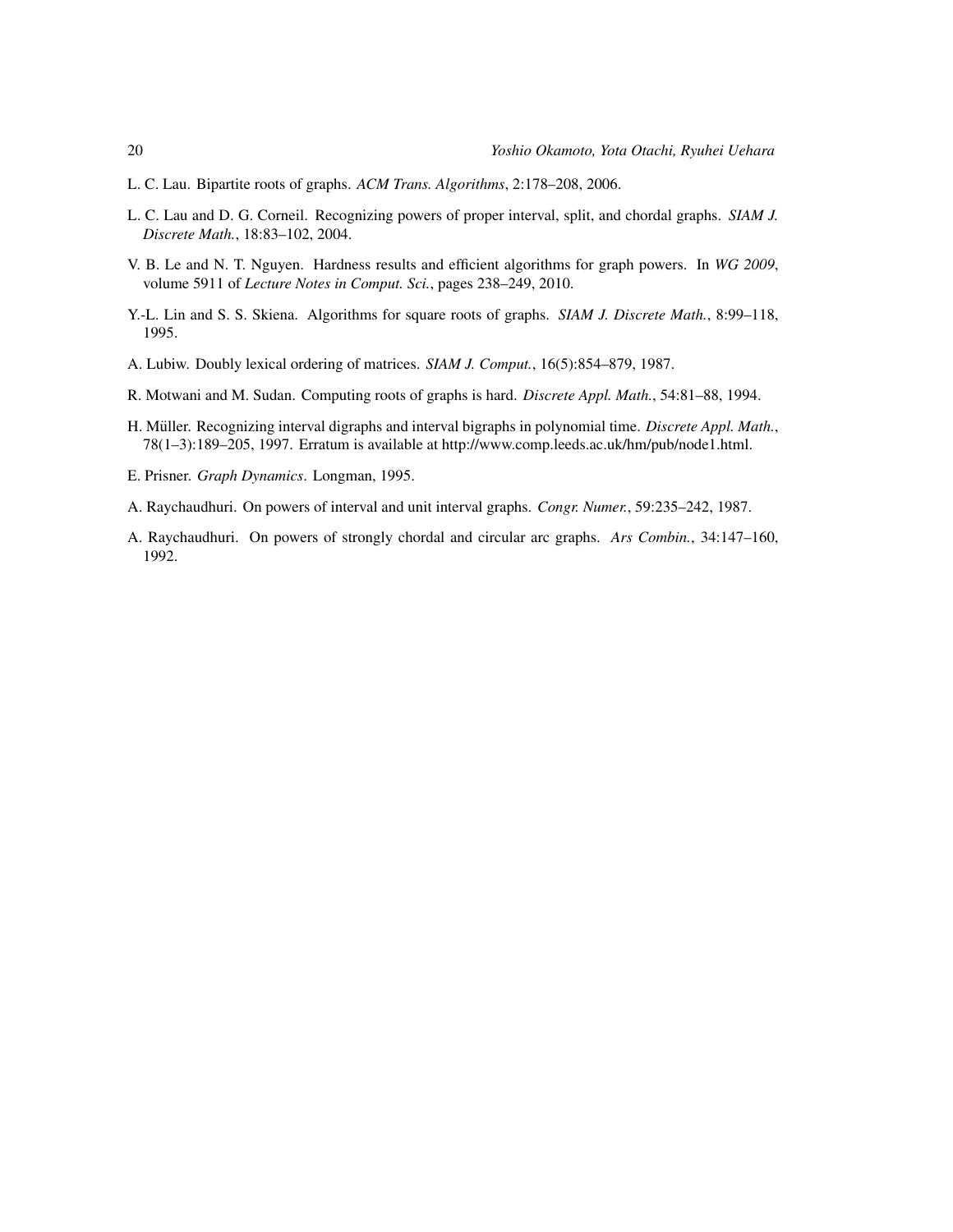L. C. Lau. Bipartite roots of graphs. *ACM Trans. Algorithms*, 2:178–208, 2006.

L. C. Lau and D. G. Corneil. Recognizing powers of proper interval, split, and chordal graphs. *SIAM J. Discrete Math.*, 18:83–102, 2004.

V. B. Le and N. T. Nguyen. Hardness results and efficient algorithms for graph powers. In *WG 2009*, volume 5911 of *Lecture Notes in Comput. Sci.*, pages 238–249, 2010.

Y.-L. Lin and S. S. Skiena. Algorithms for square roots of graphs. *SIAM J. Discrete Math.*, 8:99–118, 1995.

A. Lubiw. Doubly lexical ordering of matrices. *SIAM J. Comput.*, 16(5):854–879, 1987.

R. Motwani and M. Sudan. Computing roots of graphs is hard. *Discrete Appl. Math.*, 54:81–88, 1994.

H. Müller. Recognizing interval digraphs and interval bigraphs in polynomial time. *Discrete Appl. Math.*, 78(1–3):189–205, 1997. Erratum is available at http://www.comp.leeds.ac.uk/hm/pub/node1.html.

E. Prisner. *Graph Dynamics*. Longman, 1995.

A. Raychaudhuri. On powers of interval and unit interval graphs. *Congr. Numer.*, 59:235–242, 1987.

A. Raychaudhuri. On powers of strongly chordal and circular arc graphs. *Ars Combin.*, 34:147–160, 1992.